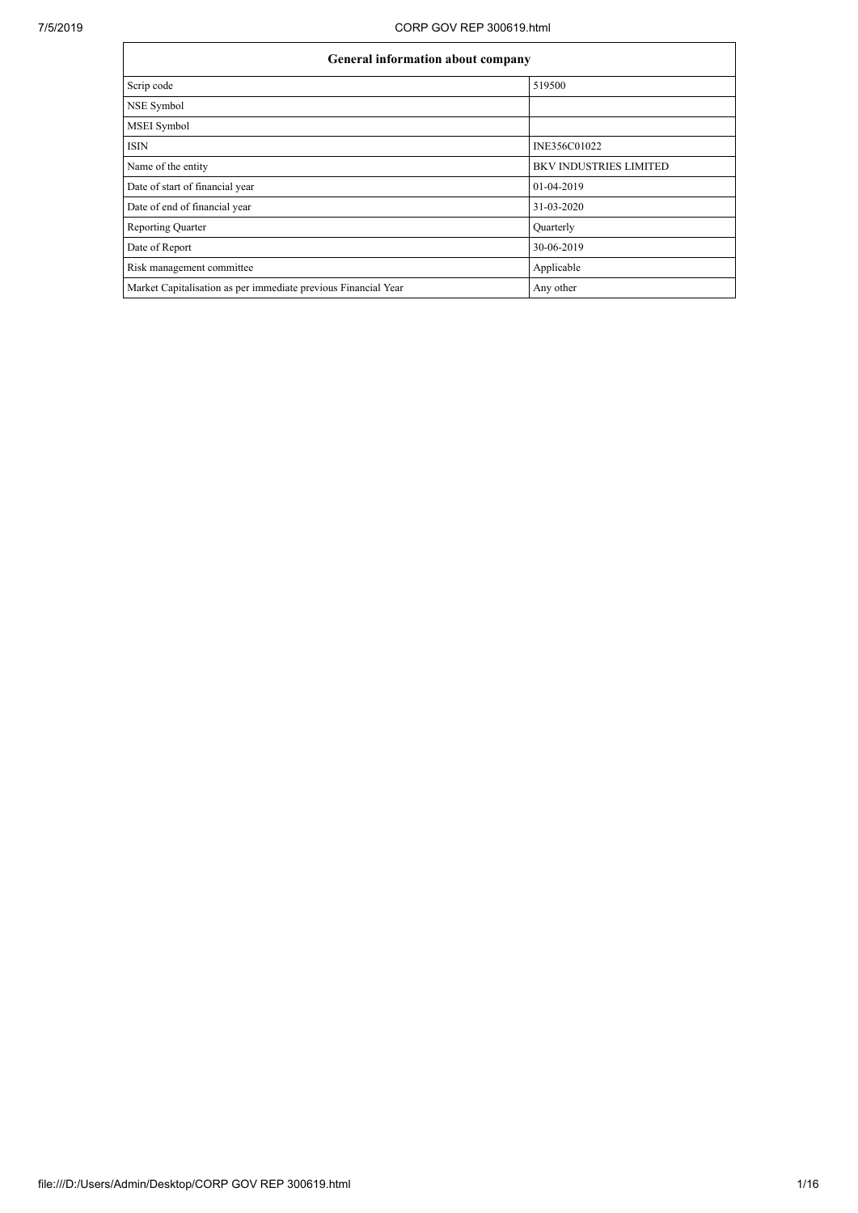| General information about company | |
|---|---|
| Scrip code | 519500 |
| NSE Symbol | |
| MSEI Symbol | |
| ISIN | INE356C01022 |
| Name of the entity | BKV INDUSTRIES LIMITED |
| Date of start of financial year | 01-04-2019 |
| Date of end of financial year | 31-03-2020 |
| Reporting Quarter | Quarterly |
| Date of Report | 30-06-2019 |
| Risk management committee | Applicable |
| Market Capitalisation as per immediate previous Financial Year | Any other |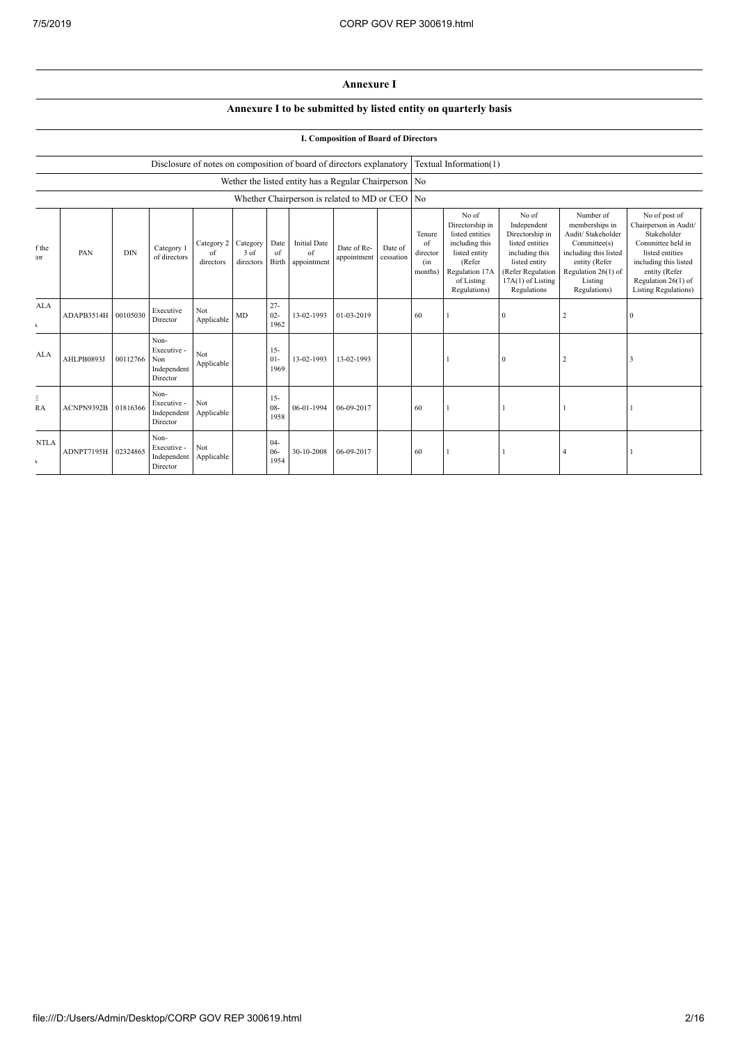# Annexure I

## Annexure I to be submitted by listed entity on quarterly basis

### I. Composition of Board of Directors

| | |
|---|---|
| Disclosure of notes on composition of board of directors explanatory | Textual Information(1) |
| Wether the listed entity has a Regular Chairperson | No |
| Whether Chairperson is related to MD or CEO | No |

| f the tor | PAN | DIN | Category 1 of directors | Category 2 of directors | Category 3 of directors | Date of Birth | Initial Date of appointment | Date of Re-appointment | Date of cessation | Tenure of director (in months) | No of Directorship in listed entities including this listed entity (Refer Regulation 17A of Listing Regulations) | No of Independent Directorship in listed entities including this listed entity (Refer Regulation 17A(1) of Listing Regulations | Number of memberships in Audit/ Stakeholder Committee(s) including this listed entity (Refer Regulation 26(1) of Listing Regulations) | No of post of Chairperson in Audit/ Stakeholder Committee held in listed entities including this listed entity (Refer Regulation 26(1) of Listing Regulations) |
|---|---|---|---|---|---|---|---|---|---|---|---|---|---|---|
| ALA | ADAPB3514H | 00105030 | Executive Director | Not Applicable | MD | 27-02-1962 | 13-02-1993 | 01-03-2019 | | 60 | 1 | 0 | 2 | 0 |
| ALA | AHLPB0893J | 00112766 | Non-Executive - Non Independent Director | Not Applicable | | 15-01-1969 | 13-02-1993 | 13-02-1993 | | | 1 | 0 | 2 | 3 |
| RA | ACNPN9392B | 01816366 | Non-Executive - Independent Director | Not Applicable | | 15-08-1958 | 06-01-1994 | 06-09-2017 | | 60 | 1 | 1 | 1 | 1 |
| NTLA | ADNPT7195H | 02324865 | Non-Executive - Independent Director | Not Applicable | | 04-06-1954 | 30-10-2008 | 06-09-2017 | | 60 | 1 | 1 | 4 | 1 |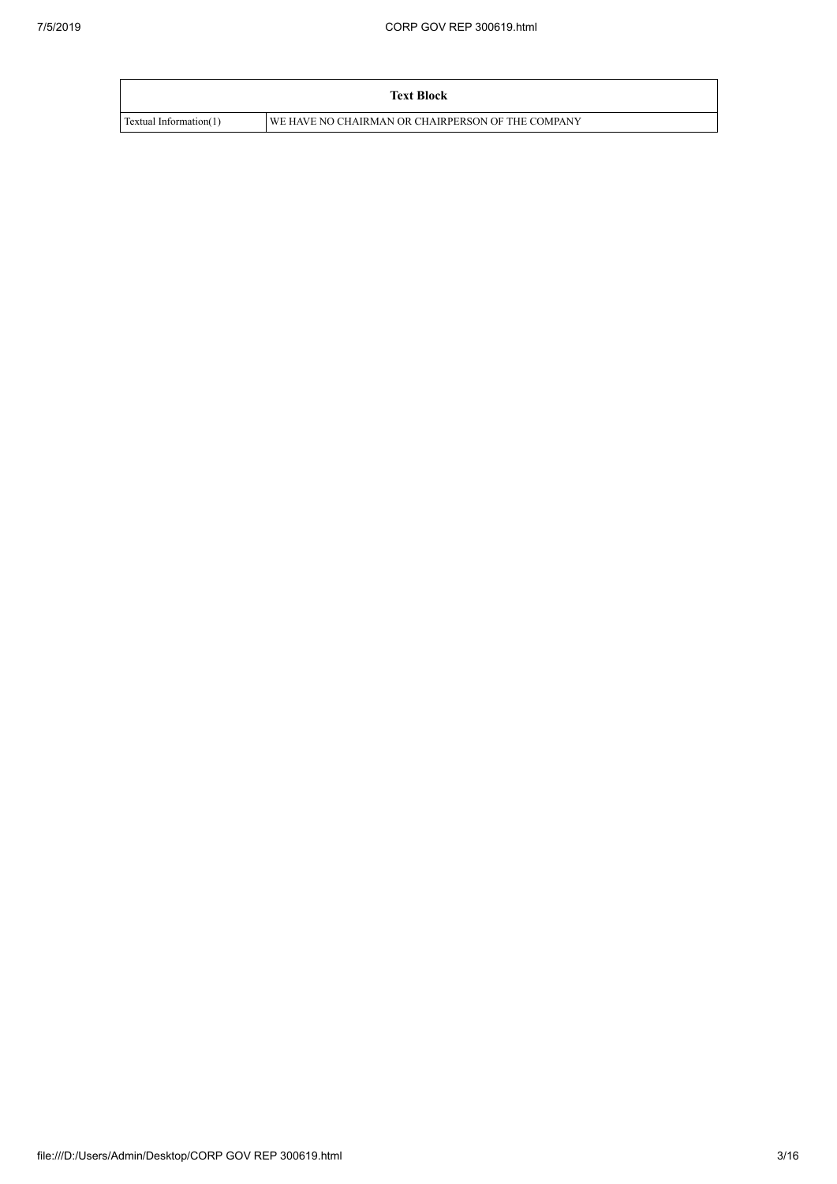| Text Block | |
|---|---|
| Textual Information(1) | WE HAVE NO CHAIRMAN OR CHAIRPERSON OF THE COMPANY |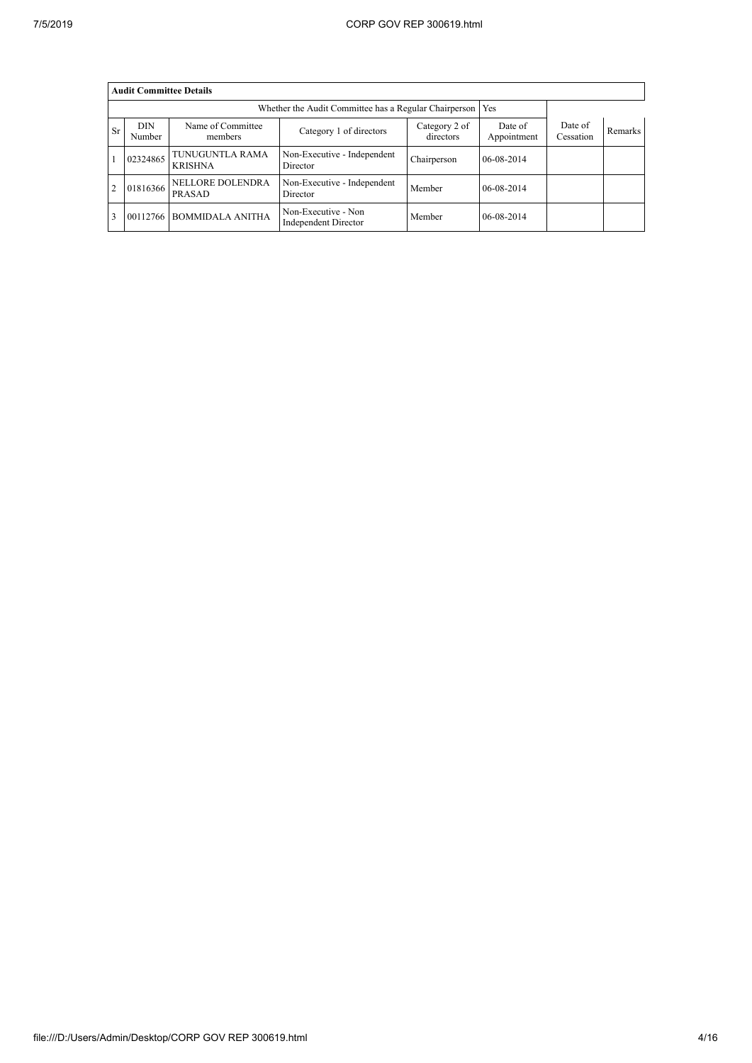| Audit Committee Details | | | | | | | |
|---|---|---|---|---|---|---|---|
| Whether the Audit Committee has a Regular Chairperson | | | | Yes | | | |
| Sr | DIN Number | Name of Committee members | Category 1 of directors | Category 2 of directors | Date of Appointment | Date of Cessation | Remarks |
| 1 | 02324865 | TUNUGUNTLA RAMA KRISHNA | Non-Executive - Independent Director | Chairperson | 06-08-2014 | | |
| 2 | 01816366 | NELLORE DOLENDRA PRASAD | Non-Executive - Independent Director | Member | 06-08-2014 | | |
| 3 | 00112766 | BOMMIDALA ANITHA | Non-Executive - Non Independent Director | Member | 06-08-2014 | | |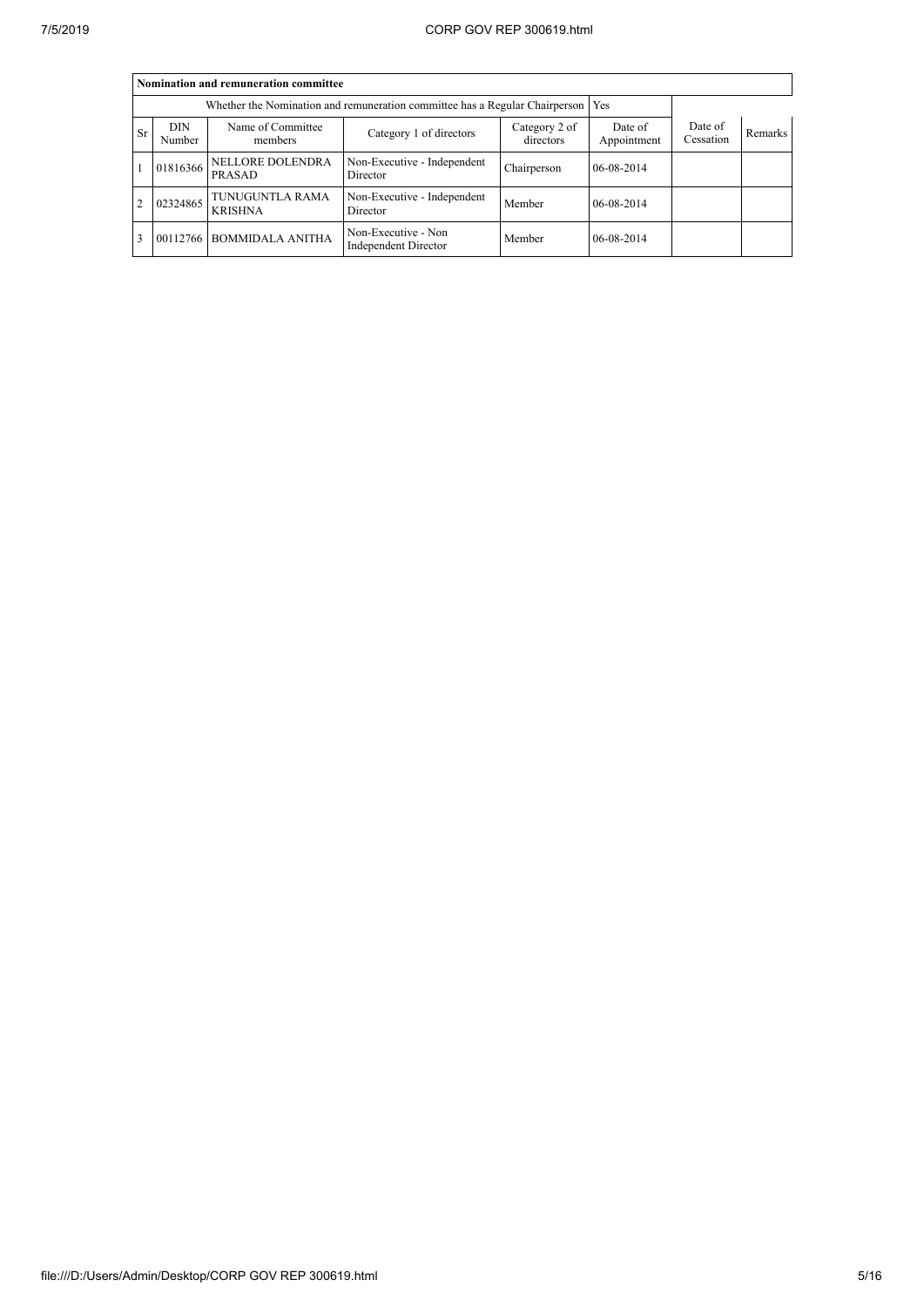| Nomination and remuneration committee | | | | | | | |
|---|---|---|---|---|---|---|---|
| Whether the Nomination and remuneration committee has a Regular Chairperson | | | | | Yes | | |
| Sr | DIN Number | Name of Committee members | Category 1 of directors | Category 2 of directors | Date of Appointment | Date of Cessation | Remarks |
| 1 | 01816366 | NELLORE DOLENDRA PRASAD | Non-Executive - Independent Director | Chairperson | 06-08-2014 | | |
| 2 | 02324865 | TUNUGUNTLA RAMA KRISHNA | Non-Executive - Independent Director | Member | 06-08-2014 | | |
| 3 | 00112766 | BOMMIDALA ANITHA | Non-Executive - Non Independent Director | Member | 06-08-2014 | | |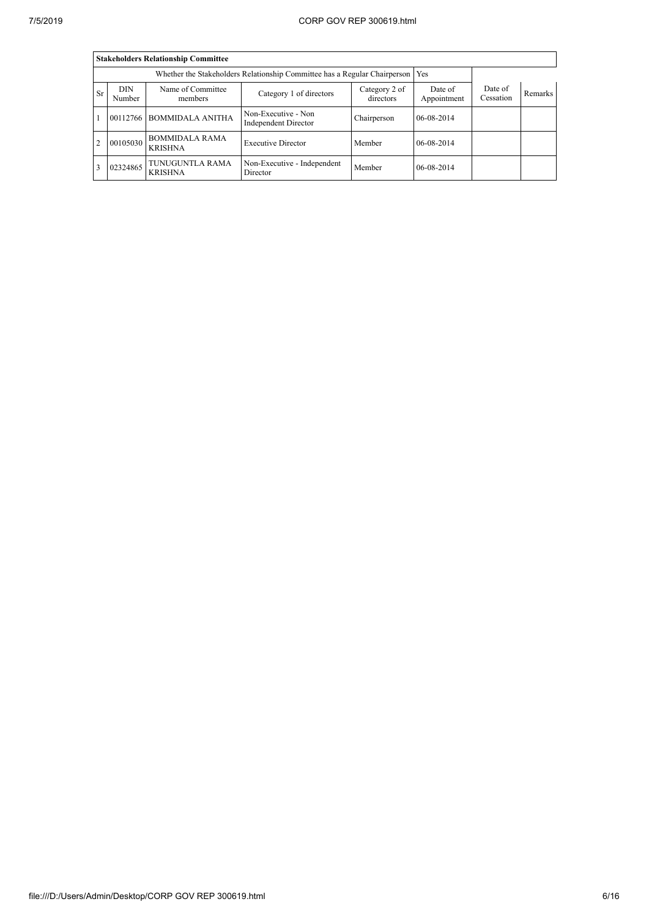| Stakeholders Relationship Committee | | | | | | | |
|---|---|---|---|---|---|---|---|
| Whether the Stakeholders Relationship Committee has a Regular Chairperson | | | | | Yes | | |
| Sr | DIN Number | Name of Committee members | Category 1 of directors | Category 2 of directors | Date of Appointment | Date of Cessation | Remarks |
| 1 | 00112766 | BOMMIDALA ANITHA | Non-Executive - Non Independent Director | Chairperson | 06-08-2014 | | |
| 2 | 00105030 | BOMMIDALA RAMA KRISHNA | Executive Director | Member | 06-08-2014 | | |
| 3 | 02324865 | TUNUGUNTLA RAMA KRISHNA | Non-Executive - Independent Director | Member | 06-08-2014 | | |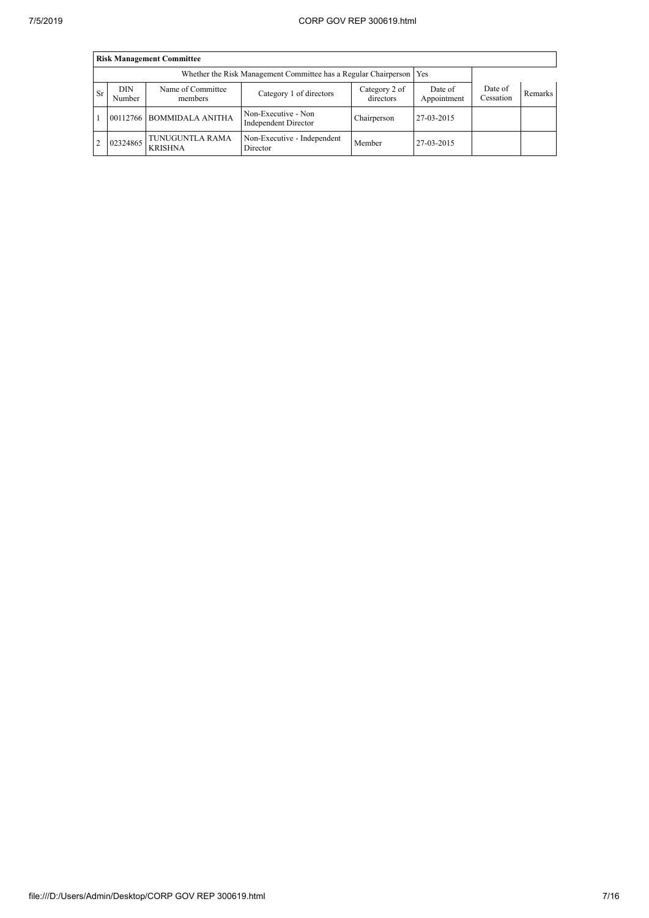| Risk Management Committee | | | | | | | |
|---|---|---|---|---|---|---|---|
| Whether the Risk Management Committee has a Regular Chairperson | | | | | Yes | | |
| Sr | DIN Number | Name of Committee members | Category 1 of directors | Category 2 of directors | Date of Appointment | Date of Cessation | Remarks |
| 1 | 00112766 | BOMMIDALA ANITHA | Non-Executive - Non Independent Director | Chairperson | 27-03-2015 | | |
| 2 | 02324865 | TUNUGUNTLA RAMA KRISHNA | Non-Executive - Independent Director | Member | 27-03-2015 | | |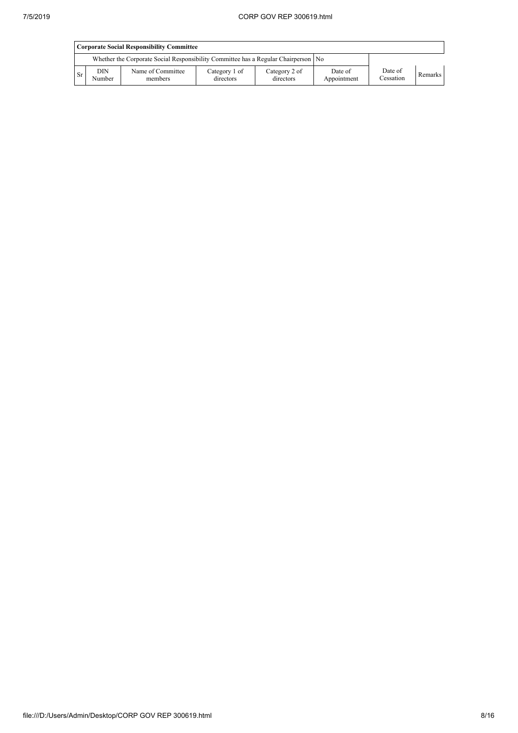| Corporate Social Responsibility Committee | | | | | | | |
|---|---|---|---|---|---|---|---|
| Whether the Corporate Social Responsibility Committee has a Regular Chairperson | | | | | No | | |
| Sr | DIN Number | Name of Committee members | Category 1 of directors | Category 2 of directors | Date of Appointment | Date of Cessation | Remarks |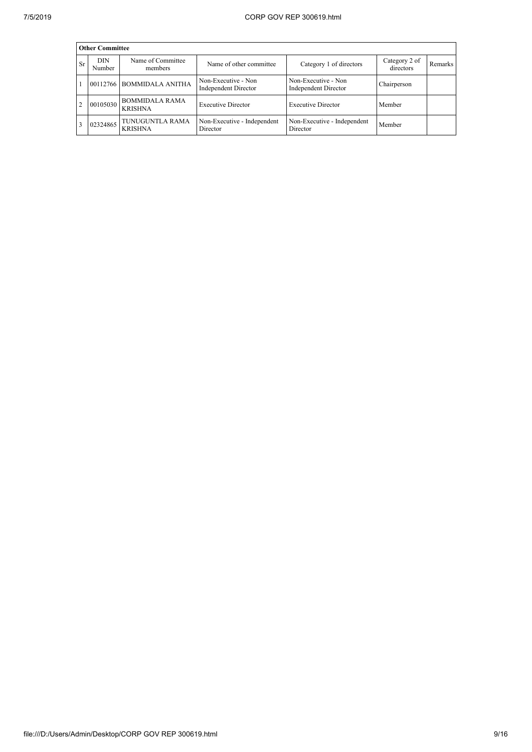| Other Committee | | | | | | |
|---|---|---|---|---|---|---|
| Sr | DIN Number | Name of Committee members | Name of other committee | Category 1 of directors | Category 2 of directors | Remarks |
| 1 | 00112766 | BOMMIDALA ANITHA | Non-Executive - Non Independent Director | Non-Executive - Non Independent Director | Chairperson | |
| 2 | 00105030 | BOMMIDALA RAMA KRISHNA | Executive Director | Executive Director | Member | |
| 3 | 02324865 | TUNUGUNTLA RAMA KRISHNA | Non-Executive - Independent Director | Non-Executive - Independent Director | Member | |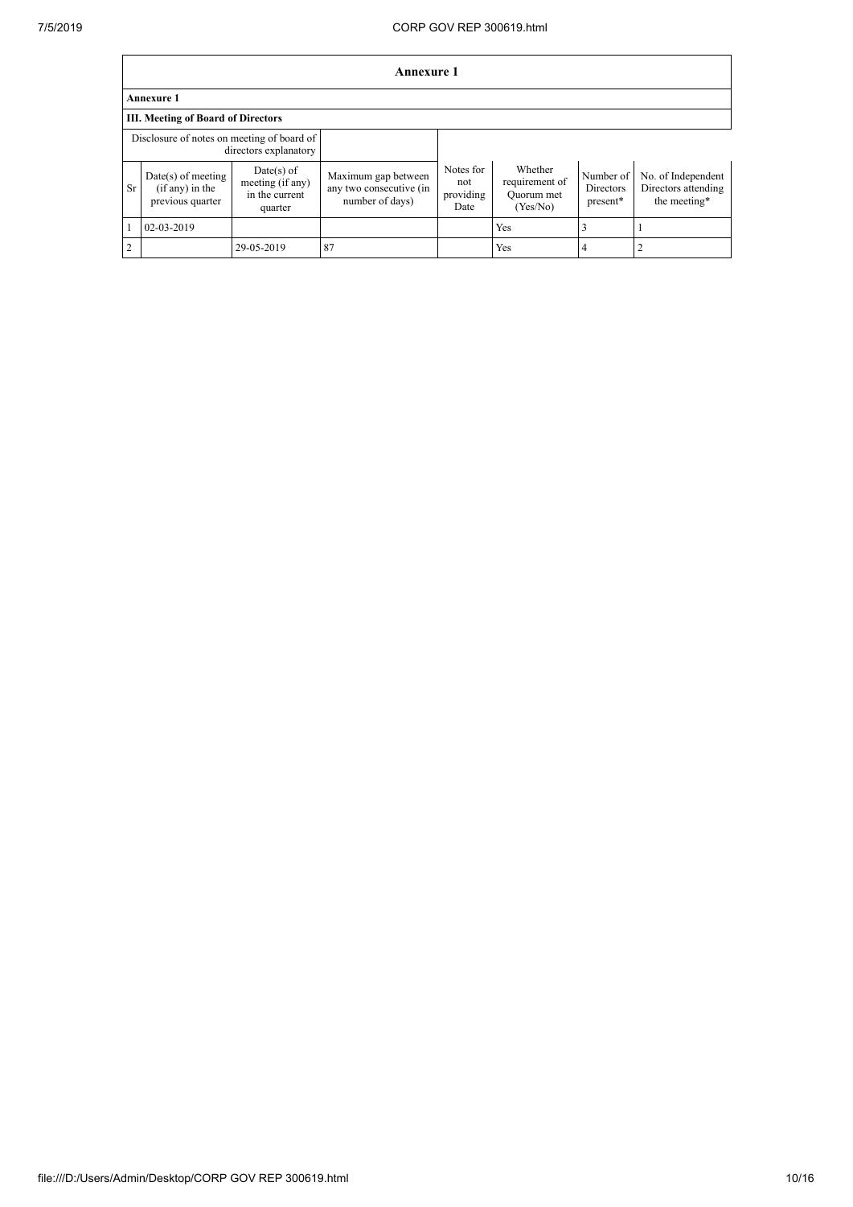## Annexure 1

**Annexure 1**

**III. Meeting of Board of Directors**

| Disclosure of notes on meeting of board of directors explanatory | | | | | | | |
|---|---|---|---|---|---|---|---|
| Sr | Date(s) of meeting (if any) in the previous quarter | Date(s) of meeting (if any) in the current quarter | Maximum gap between any two consecutive (in number of days) | Notes for not providing Date | Whether requirement of Quorum met (Yes/No) | Number of Directors present* | No. of Independent Directors attending the meeting* |
| 1 | 02-03-2019 | | | | Yes | 3 | 1 |
| 2 | | 29-05-2019 | 87 | | Yes | 4 | 2 |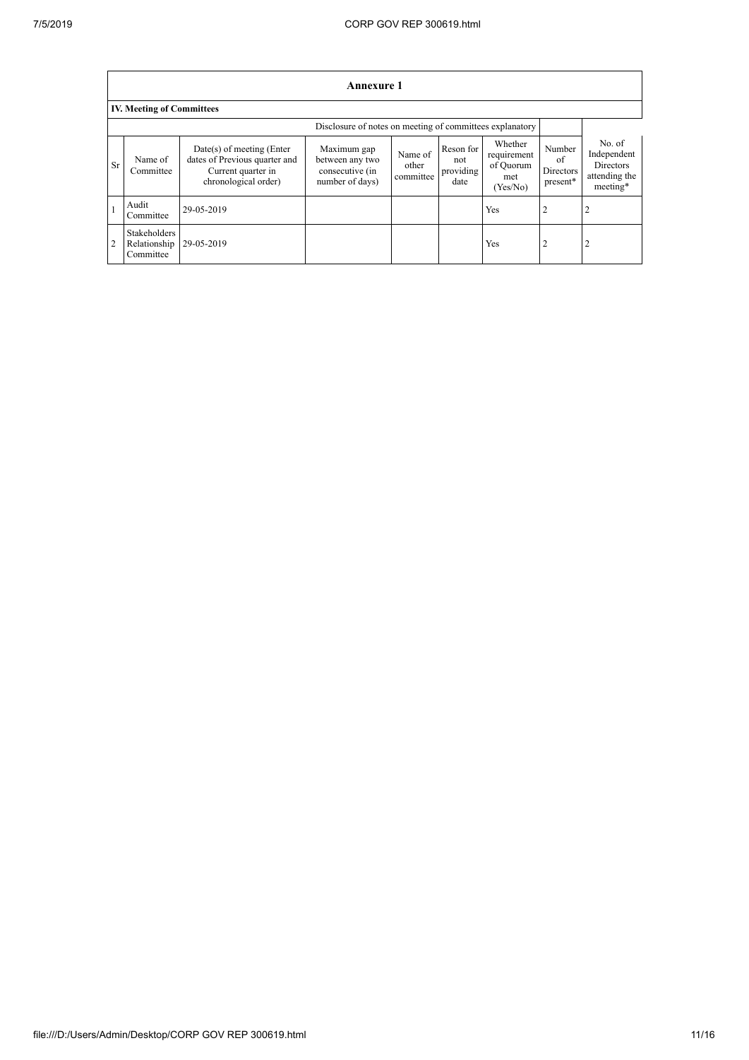## Annexure 1

### IV. Meeting of Committees

| | | | Disclosure of notes on meeting of committees explanatory | | | | | |
|---|---|---|---|---|---|---|---|---|
| Sr | Name of Committee | Date(s) of meeting (Enter dates of Previous quarter and Current quarter in chronological order) | Maximum gap between any two consecutive (in number of days) | Name of other committee | Reson for not providing date | Whether requirement of Quorum met (Yes/No) | Number of Directors present* | No. of Independent Directors attending the meeting* |
| 1 | Audit Committee | 29-05-2019 | | | | Yes | 2 | 2 |
| 2 | Stakeholders Relationship Committee | 29-05-2019 | | | | Yes | 2 | 2 |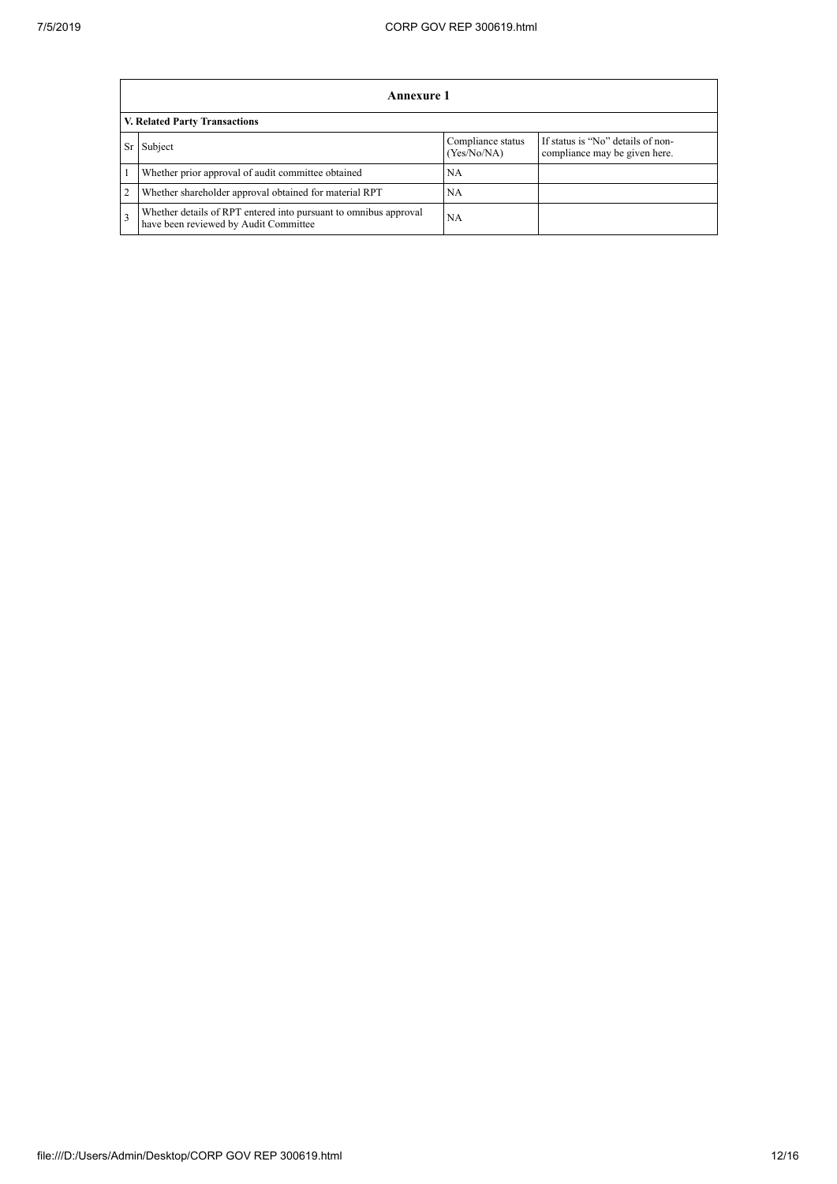## Annexure 1

### V. Related Party Transactions

| Sr | Subject | Compliance status (Yes/No/NA) | If status is "No" details of non-compliance may be given here. |
|---|---|---|---|
| 1 | Whether prior approval of audit committee obtained | NA | |
| 2 | Whether shareholder approval obtained for material RPT | NA | |
| 3 | Whether details of RPT entered into pursuant to omnibus approval have been reviewed by Audit Committee | NA | |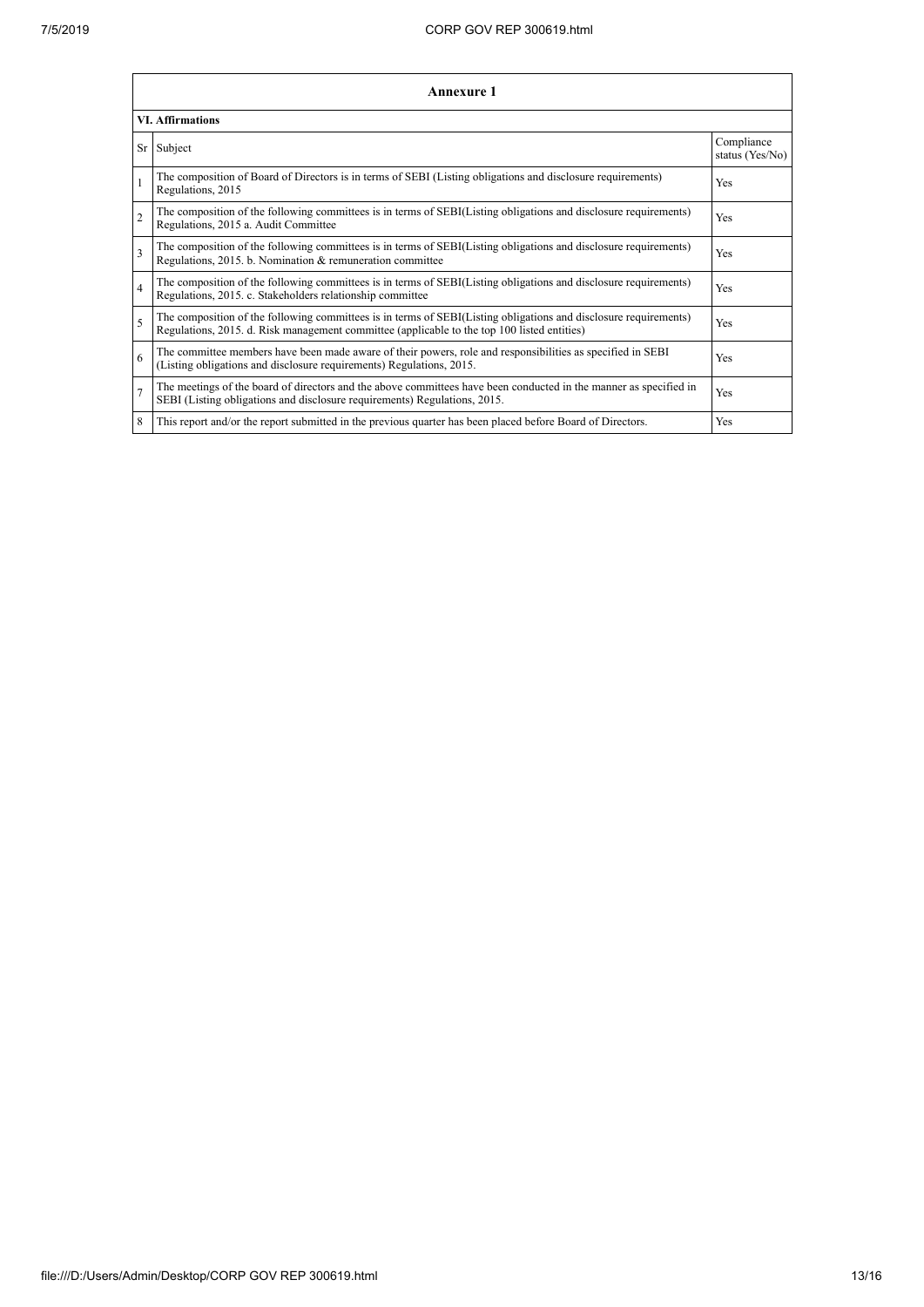| Annexure 1 | | |
|---|---|---|
| **VI. Affirmations** | | |
| Sr | Subject | Compliance status (Yes/No) |
| 1 | The composition of Board of Directors is in terms of SEBI (Listing obligations and disclosure requirements) Regulations, 2015 | Yes |
| 2 | The composition of the following committees is in terms of SEBI(Listing obligations and disclosure requirements) Regulations, 2015 a. Audit Committee | Yes |
| 3 | The composition of the following committees is in terms of SEBI(Listing obligations and disclosure requirements) Regulations, 2015. b. Nomination & remuneration committee | Yes |
| 4 | The composition of the following committees is in terms of SEBI(Listing obligations and disclosure requirements) Regulations, 2015. c. Stakeholders relationship committee | Yes |
| 5 | The composition of the following committees is in terms of SEBI(Listing obligations and disclosure requirements) Regulations, 2015. d. Risk management committee (applicable to the top 100 listed entities) | Yes |
| 6 | The committee members have been made aware of their powers, role and responsibilities as specified in SEBI (Listing obligations and disclosure requirements) Regulations, 2015. | Yes |
| 7 | The meetings of the board of directors and the above committees have been conducted in the manner as specified in SEBI (Listing obligations and disclosure requirements) Regulations, 2015. | Yes |
| 8 | This report and/or the report submitted in the previous quarter has been placed before Board of Directors. | Yes |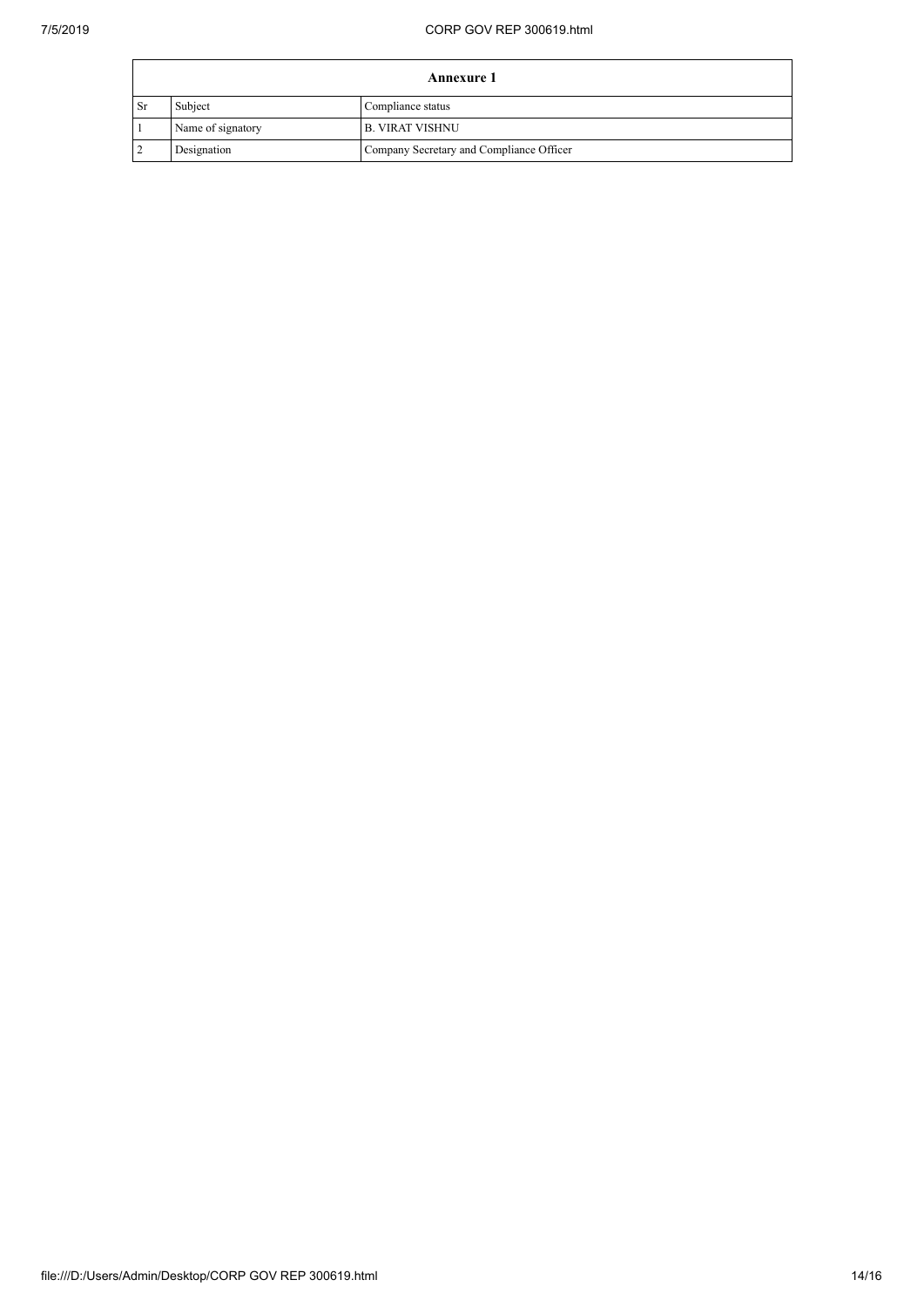| Annexure 1 | | |
|---|---|---|
| Sr | Subject | Compliance status |
| 1 | Name of signatory | B. VIRAT VISHNU |
| 2 | Designation | Company Secretary and Compliance Officer |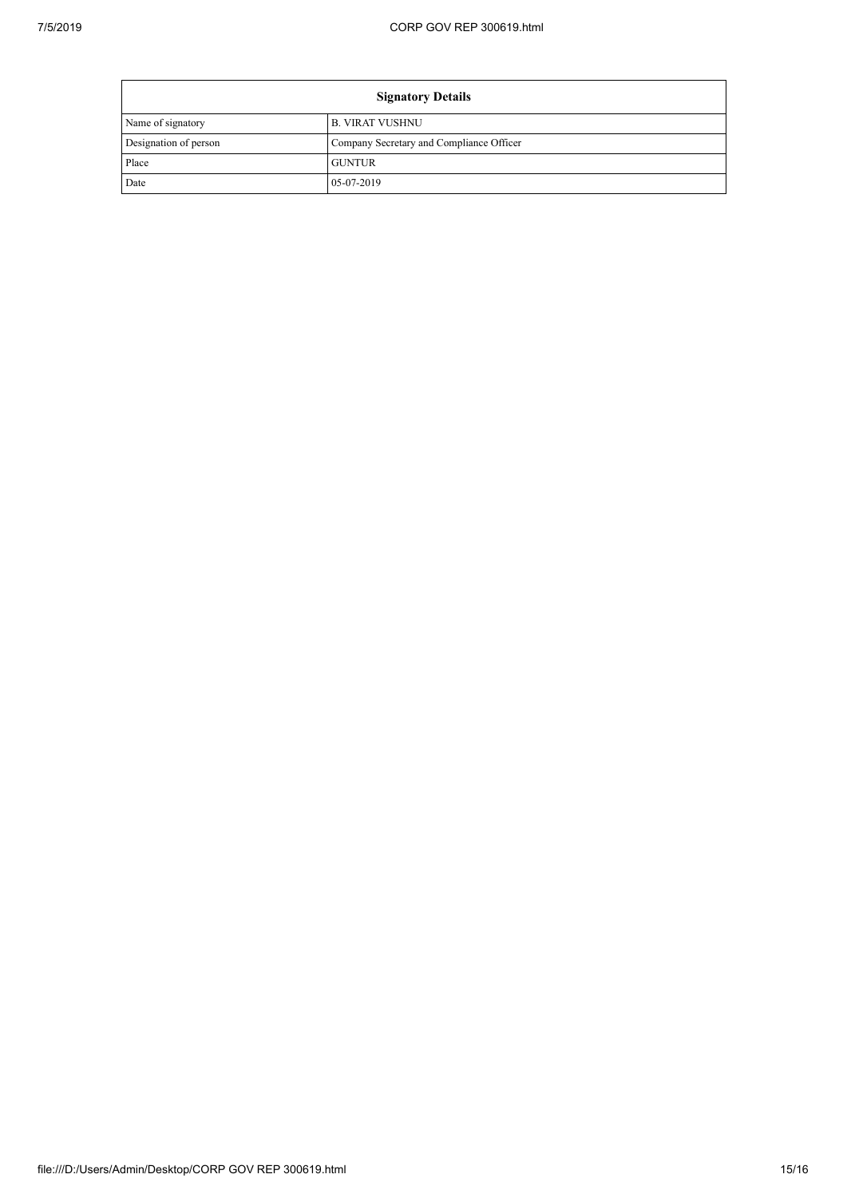| Signatory Details | |
|---|---|
| Name of signatory | B. VIRAT VUSHNU |
| Designation of person | Company Secretary and Compliance Officer |
| Place | GUNTUR |
| Date | 05-07-2019 |